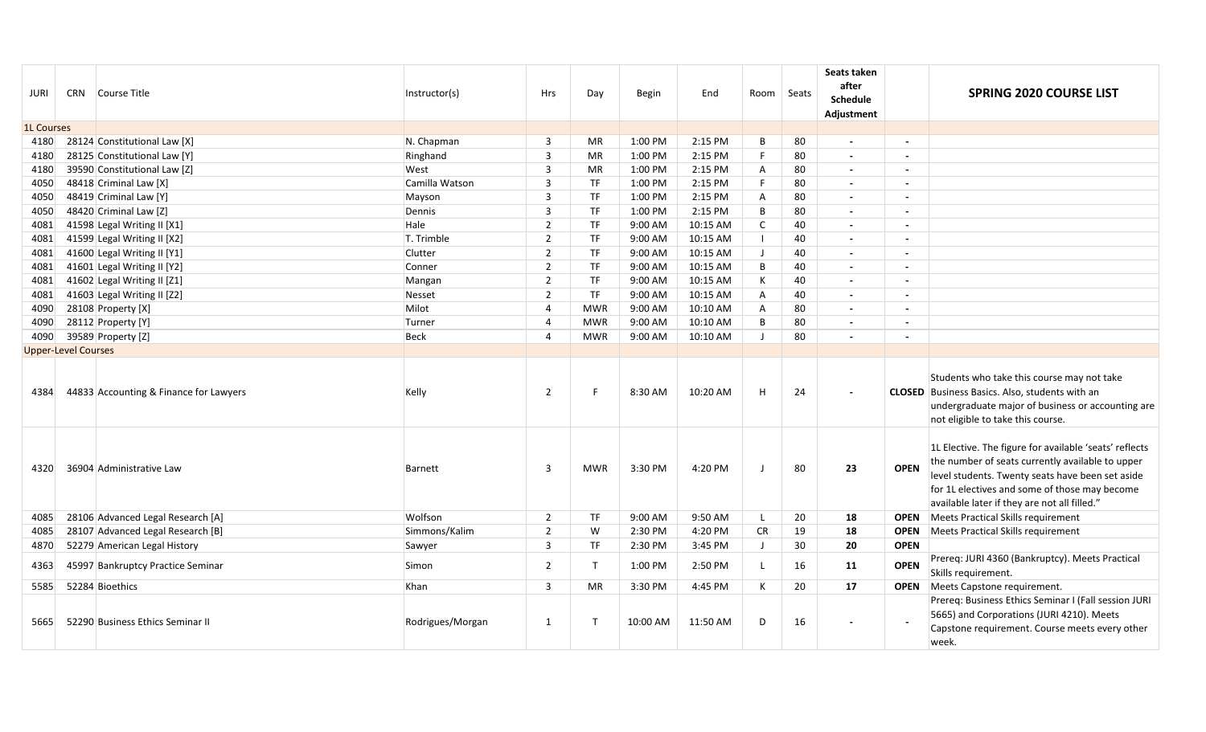| JURI | CRN | Course Title | Instructor(s) | Hrs | Day | Begin | End | Room | Seats | Seats taken after Schedule Adjustment | | SPRING 2020 COURSE LIST |
|---|---|---|---|---|---|---|---|---|---|---|---|---|
| 1L Courses | | | | | | | | | | | | |
| 4180 | 28124 | Constitutional Law [X] | N. Chapman | 3 | MR | 1:00 PM | 2:15 PM | B | 80 | - | - | |
| 4180 | 28125 | Constitutional Law [Y] | Ringhand | 3 | MR | 1:00 PM | 2:15 PM | F | 80 | - | - | |
| 4180 | 39590 | Constitutional Law [Z] | West | 3 | MR | 1:00 PM | 2:15 PM | A | 80 | - | - | |
| 4050 | 48418 | Criminal Law [X] | Camilla Watson | 3 | TF | 1:00 PM | 2:15 PM | F | 80 | - | - | |
| 4050 | 48419 | Criminal Law [Y] | Mayson | 3 | TF | 1:00 PM | 2:15 PM | A | 80 | - | - | |
| 4050 | 48420 | Criminal Law [Z] | Dennis | 3 | TF | 1:00 PM | 2:15 PM | B | 80 | - | - | |
| 4081 | 41598 | Legal Writing II [X1] | Hale | 2 | TF | 9:00 AM | 10:15 AM | C | 40 | - | - | |
| 4081 | 41599 | Legal Writing II [X2] | T. Trimble | 2 | TF | 9:00 AM | 10:15 AM | I | 40 | - | - | |
| 4081 | 41600 | Legal Writing II [Y1] | Clutter | 2 | TF | 9:00 AM | 10:15 AM | J | 40 | - | - | |
| 4081 | 41601 | Legal Writing II [Y2] | Conner | 2 | TF | 9:00 AM | 10:15 AM | B | 40 | - | - | |
| 4081 | 41602 | Legal Writing II [Z1] | Mangan | 2 | TF | 9:00 AM | 10:15 AM | K | 40 | - | - | |
| 4081 | 41603 | Legal Writing II [Z2] | Nesset | 2 | TF | 9:00 AM | 10:15 AM | A | 40 | - | - | |
| 4090 | 28108 | Property [X] | Milot | 4 | MWR | 9:00 AM | 10:10 AM | A | 80 | - | - | |
| 4090 | 28112 | Property [Y] | Turner | 4 | MWR | 9:00 AM | 10:10 AM | B | 80 | - | - | |
| 4090 | 39589 | Property [Z] | Beck | 4 | MWR | 9:00 AM | 10:10 AM | J | 80 | - | - | |
| Upper-Level Courses | | | | | | | | | | | | |
| 4384 | 44833 | Accounting & Finance for Lawyers | Kelly | 2 | F | 8:30 AM | 10:20 AM | H | 24 | - | **CLOSED** | Students who take this course may not take Business Basics. Also, students with an undergraduate major of business or accounting are not eligible to take this course. |
| 4320 | 36904 | Administrative Law | Barnett | 3 | MWR | 3:30 PM | 4:20 PM | J | 80 | **23** | **OPEN** | 1L Elective. The figure for available 'seats' reflects the number of seats currently available to upper level students. Twenty seats have been set aside for 1L electives and some of those may become available later if they are not all filled." |
| 4085 | 28106 | Advanced Legal Research [A] | Wolfson | 2 | TF | 9:00 AM | 9:50 AM | L | 20 | **18** | **OPEN** | Meets Practical Skills requirement |
| 4085 | 28107 | Advanced Legal Research [B] | Simmons/Kalim | 2 | W | 2:30 PM | 4:20 PM | CR | 19 | **18** | **OPEN** | Meets Practical Skills requirement |
| 4870 | 52279 | American Legal History | Sawyer | 3 | TF | 2:30 PM | 3:45 PM | J | 30 | **20** | **OPEN** | |
| 4363 | 45997 | Bankruptcy Practice Seminar | Simon | 2 | T | 1:00 PM | 2:50 PM | L | 16 | **11** | **OPEN** | Prereq: JURI 4360 (Bankruptcy). Meets Practical Skills requirement. |
| 5585 | 52284 | Bioethics | Khan | 3 | MR | 3:30 PM | 4:45 PM | K | 20 | **17** | **OPEN** | Meets Capstone requirement. |
| 5665 | 52290 | Business Ethics Seminar II | Rodrigues/Morgan | 1 | T | 10:00 AM | 11:50 AM | D | 16 | - | - | Prereq: Business Ethics Seminar I (Fall session JURI 5665) and Corporations (JURI 4210). Meets Capstone requirement. Course meets every other week. |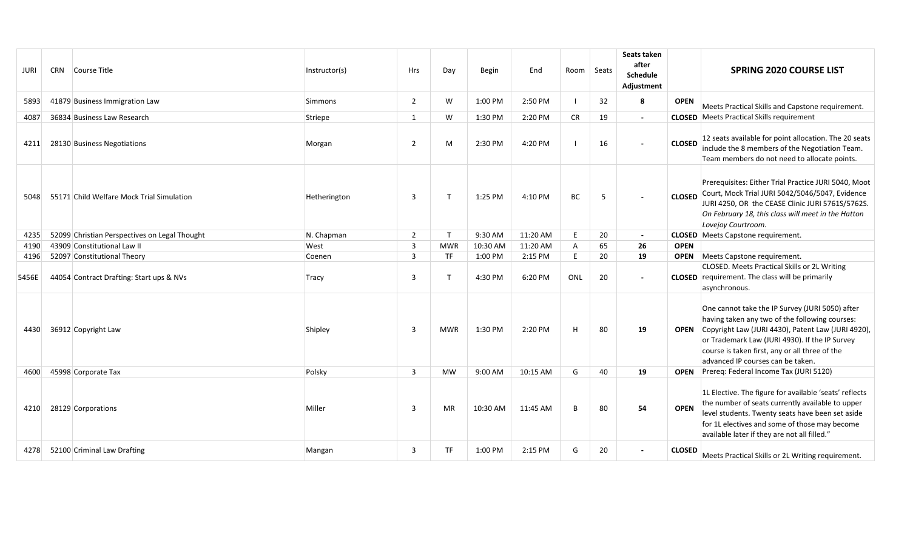| JURI | CRN | Course Title | Instructor(s) | Hrs | Day | Begin | End | Room | Seats | Seats taken after Schedule Adjustment | | SPRING 2020 COURSE LIST |
|---|---|---|---|---|---|---|---|---|---|---|---|---|
| 5893 | 41879 | Business Immigration Law | Simmons | 2 | W | 1:00 PM | 2:50 PM | I | 32 | 8 | OPEN | Meets Practical Skills and Capstone requirement. |
| 4087 | 36834 | Business Law Research | Striepe | 1 | W | 1:30 PM | 2:20 PM | CR | 19 | - | CLOSED | Meets Practical Skills requirement |
| 4211 | 28130 | Business Negotiations | Morgan | 2 | M | 2:30 PM | 4:20 PM | I | 16 | - | CLOSED | 12 seats available for point allocation. The 20 seats include the 8 members of the Negotiation Team. Team members do not need to allocate points. |
| 5048 | 55171 | Child Welfare Mock Trial Simulation | Hetherington | 3 | T | 1:25 PM | 4:10 PM | BC | 5 | - | CLOSED | Prerequisites: Either Trial Practice JURI 5040, Moot Court, Mock Trial JURI 5042/5046/5047, Evidence JURI 4250, OR the CEASE Clinic JURI 5761S/5762S. *On February 18, this class will meet in the Hatton Lovejoy Courtroom.* |
| 4235 | 52099 | Christian Perspectives on Legal Thought | N. Chapman | 2 | T | 9:30 AM | 11:20 AM | E | 20 | - | CLOSED | Meets Capstone requirement. |
| 4190 | 43909 | Constitutional Law II | West | 3 | MWR | 10:30 AM | 11:20 AM | A | 65 | 26 | OPEN | |
| 4196 | 52097 | Constitutional Theory | Coenen | 3 | TF | 1:00 PM | 2:15 PM | E | 20 | 19 | OPEN | Meets Capstone requirement. |
| 5456E | 44054 | Contract Drafting: Start ups & NVs | Tracy | 3 | T | 4:30 PM | 6:20 PM | ONL | 20 | - | CLOSED | CLOSED. Meets Practical Skills or 2L Writing requirement. The class will be primarily asynchronous. |
| 4430 | 36912 | Copyright Law | Shipley | 3 | MWR | 1:30 PM | 2:20 PM | H | 80 | 19 | OPEN | One cannot take the IP Survey (JURI 5050) after having taken any two of the following courses: Copyright Law (JURI 4430), Patent Law (JURI 4920), or Trademark Law (JURI 4930). If the IP Survey course is taken first, any or all three of the advanced IP courses can be taken. |
| 4600 | 45998 | Corporate Tax | Polsky | 3 | MW | 9:00 AM | 10:15 AM | G | 40 | 19 | OPEN | Prereq: Federal Income Tax (JURI 5120) |
| 4210 | 28129 | Corporations | Miller | 3 | MR | 10:30 AM | 11:45 AM | B | 80 | 54 | OPEN | 1L Elective. The figure for available 'seats' reflects the number of seats currently available to upper level students. Twenty seats have been set aside for 1L electives and some of those may become available later if they are not all filled." |
| 4278 | 52100 | Criminal Law Drafting | Mangan | 3 | TF | 1:00 PM | 2:15 PM | G | 20 | - | CLOSED | Meets Practical Skills or 2L Writing requirement. |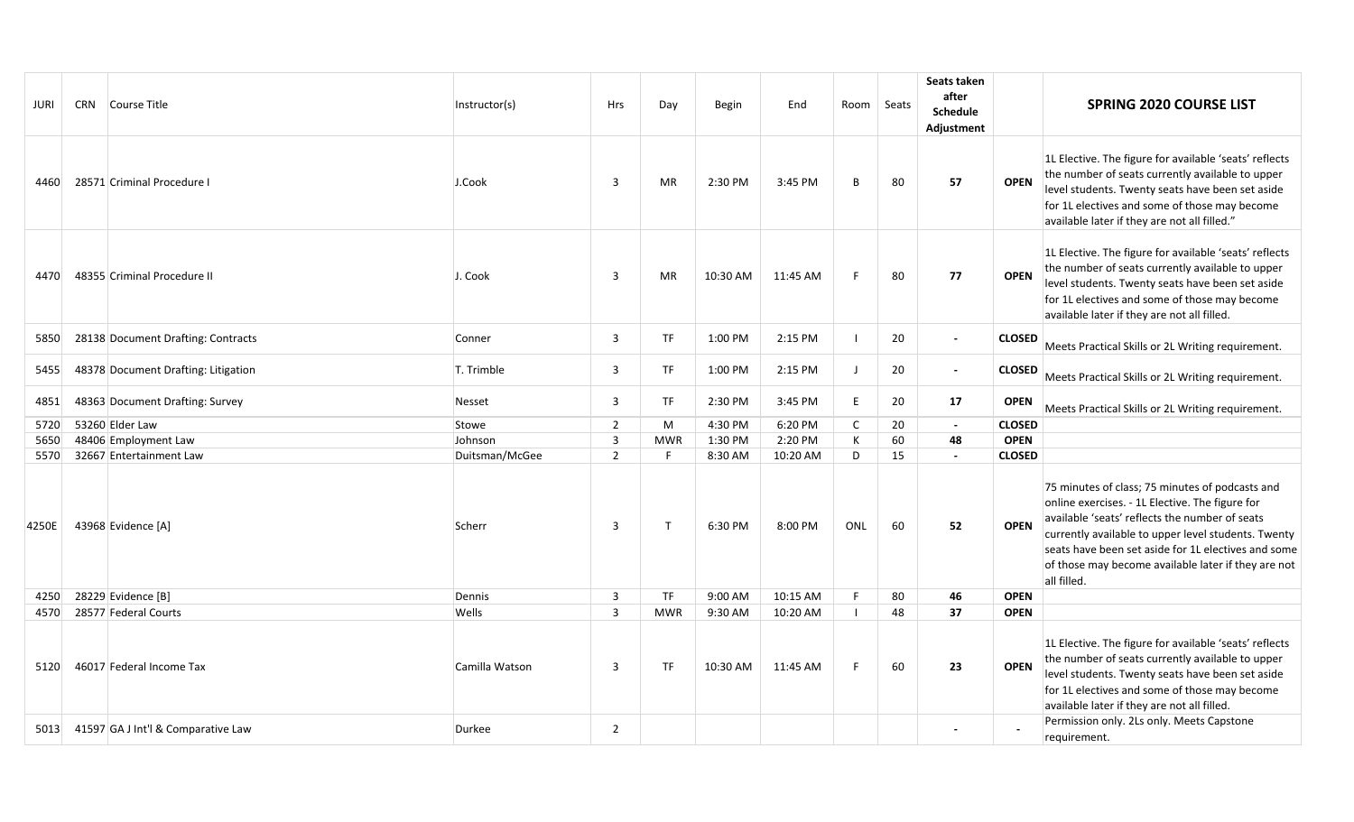| JURI | CRN | Course Title | Instructor(s) | Hrs | Day | Begin | End | Room | Seats | Seats taken after Schedule Adjustment | | SPRING 2020 COURSE LIST |
|---|---|---|---|---|---|---|---|---|---|---|---|---|
| 4460 | 28571 | Criminal Procedure I | J.Cook | 3 | MR | 2:30 PM | 3:45 PM | B | 80 | **57** | **OPEN** | 1L Elective. The figure for available 'seats' reflects the number of seats currently available to upper level students. Twenty seats have been set aside for 1L electives and some of those may become available later if they are not all filled." |
| 4470 | 48355 | Criminal Procedure II | J. Cook | 3 | MR | 10:30 AM | 11:45 AM | F | 80 | **77** | **OPEN** | 1L Elective. The figure for available 'seats' reflects the number of seats currently available to upper level students. Twenty seats have been set aside for 1L electives and some of those may become available later if they are not all filled. |
| 5850 | 28138 | Document Drafting: Contracts | Conner | 3 | TF | 1:00 PM | 2:15 PM | I | 20 | **-** | **CLOSED** | Meets Practical Skills or 2L Writing requirement. |
| 5455 | 48378 | Document Drafting: Litigation | T. Trimble | 3 | TF | 1:00 PM | 2:15 PM | J | 20 | **-** | **CLOSED** | Meets Practical Skills or 2L Writing requirement. |
| 4851 | 48363 | Document Drafting: Survey | Nesset | 3 | TF | 2:30 PM | 3:45 PM | E | 20 | **17** | **OPEN** | Meets Practical Skills or 2L Writing requirement. |
| 5720 | 53260 | Elder Law | Stowe | 2 | M | 4:30 PM | 6:20 PM | C | 20 | **-** | **CLOSED** | |
| 5650 | 48406 | Employment Law | Johnson | 3 | MWR | 1:30 PM | 2:20 PM | K | 60 | **48** | **OPEN** | |
| 5570 | 32667 | Entertainment Law | Duitsman/McGee | 2 | F | 8:30 AM | 10:20 AM | D | 15 | **-** | **CLOSED** | |
| 4250E | 43968 | Evidence [A] | Scherr | 3 | T | 6:30 PM | 8:00 PM | ONL | 60 | **52** | **OPEN** | 75 minutes of class; 75 minutes of podcasts and online exercises. - 1L Elective. The figure for available 'seats' reflects the number of seats currently available to upper level students. Twenty seats have been set aside for 1L electives and some of those may become available later if they are not all filled. |
| 4250 | 28229 | Evidence [B] | Dennis | 3 | TF | 9:00 AM | 10:15 AM | F | 80 | **46** | **OPEN** | |
| 4570 | 28577 | Federal Courts | Wells | 3 | MWR | 9:30 AM | 10:20 AM | I | 48 | **37** | **OPEN** | |
| 5120 | 46017 | Federal Income Tax | Camilla Watson | 3 | TF | 10:30 AM | 11:45 AM | F | 60 | **23** | **OPEN** | 1L Elective. The figure for available 'seats' reflects the number of seats currently available to upper level students. Twenty seats have been set aside for 1L electives and some of those may become available later if they are not all filled. |
| 5013 | 41597 | GA J Int'l & Comparative Law | Durkee | 2 | | | | | | **-** | **-** | Permission only. 2Ls only. Meets Capstone requirement. |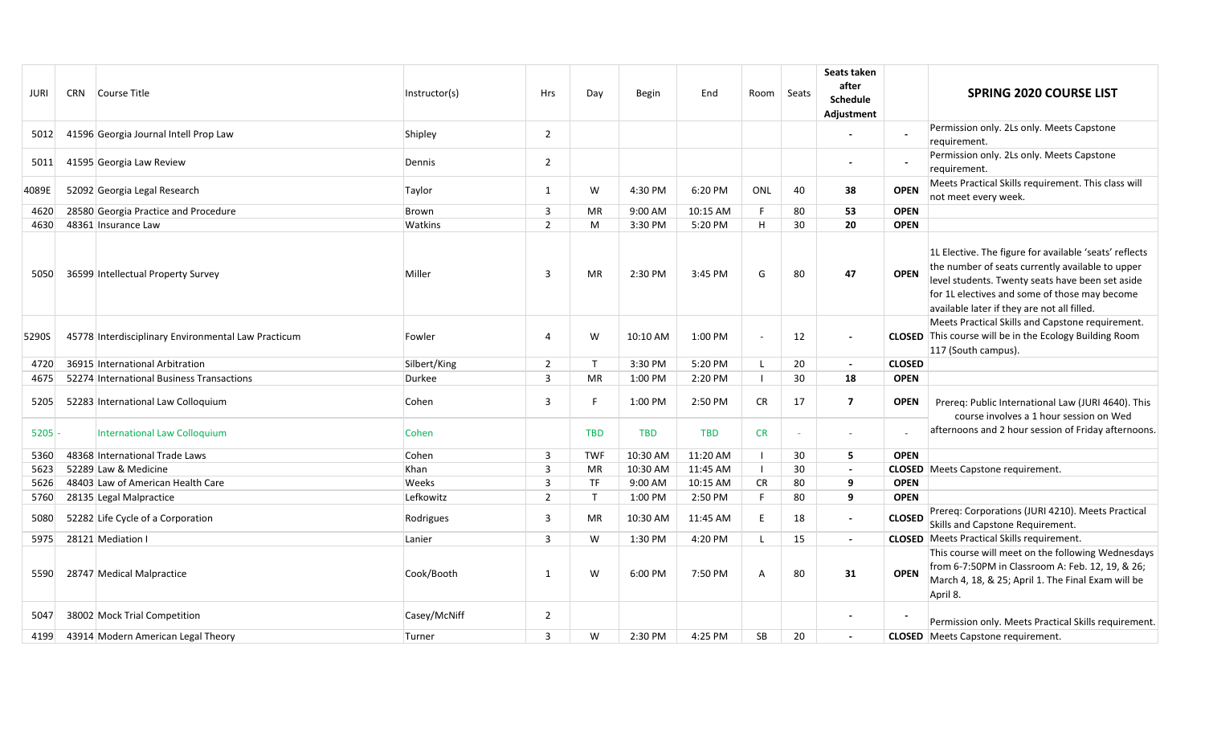| JURI | CRN | Course Title | Instructor(s) | Hrs | Day | Begin | End | Room | Seats | Seats taken after Schedule Adjustment | | SPRING 2020 COURSE LIST |
|---|---|---|---|---|---|---|---|---|---|---|---|---|
| 5012 | 41596 | Georgia Journal Intell Prop Law | Shipley | 2 | | | | | | - | - | Permission only. 2Ls only. Meets Capstone requirement. |
| 5011 | 41595 | Georgia Law Review | Dennis | 2 | | | | | | - | - | Permission only. 2Ls only. Meets Capstone requirement. |
| 4089E | 52092 | Georgia Legal Research | Taylor | 1 | W | 4:30 PM | 6:20 PM | ONL | 40 | **38** | **OPEN** | Meets Practical Skills requirement. This class will not meet every week. |
| 4620 | 28580 | Georgia Practice and Procedure | Brown | 3 | MR | 9:00 AM | 10:15 AM | F | 80 | **53** | **OPEN** | |
| 4630 | 48361 | Insurance Law | Watkins | 2 | M | 3:30 PM | 5:20 PM | H | 30 | **20** | **OPEN** | |
| 5050 | 36599 | Intellectual Property Survey | Miller | 3 | MR | 2:30 PM | 3:45 PM | G | 80 | **47** | **OPEN** | 1L Elective. The figure for available 'seats' reflects the number of seats currently available to upper level students. Twenty seats have been set aside for 1L electives and some of those may become available later if they are not all filled. |
| 5290S | 45778 | Interdisciplinary Environmental Law Practicum | Fowler | 4 | W | 10:10 AM | 1:00 PM | - | 12 | - | **CLOSED** | Meets Practical Skills and Capstone requirement. This course will be in the Ecology Building Room 117 (South campus). |
| 4720 | 36915 | International Arbitration | Silbert/King | 2 | T | 3:30 PM | 5:20 PM | L | 20 | - | **CLOSED** | |
| 4675 | 52274 | International Business Transactions | Durkee | 3 | MR | 1:00 PM | 2:20 PM | I | 30 | **18** | **OPEN** | |
| 5205 | 52283 | International Law Colloquium | Cohen | 3 | F | 1:00 PM | 2:50 PM | CR | 17 | **7** | **OPEN** | Prereq: Public International Law (JURI 4640). This course involves a 1 hour session on Wed afternoons and 2 hour session of Friday afternoons. |
| 5205 | - | International Law Colloquium | Cohen | | TBD | TBD | TBD | CR | - | - | - | |
| 5360 | 48368 | International Trade Laws | Cohen | 3 | TWF | 10:30 AM | 11:20 AM | I | 30 | **5** | **OPEN** | |
| 5623 | 52289 | Law & Medicine | Khan | 3 | MR | 10:30 AM | 11:45 AM | I | 30 | - | **CLOSED** | Meets Capstone requirement. |
| 5626 | 48403 | Law of American Health Care | Weeks | 3 | TF | 9:00 AM | 10:15 AM | CR | 80 | **9** | **OPEN** | |
| 5760 | 28135 | Legal Malpractice | Lefkowitz | 2 | T | 1:00 PM | 2:50 PM | F | 80 | **9** | **OPEN** | |
| 5080 | 52282 | Life Cycle of a Corporation | Rodrigues | 3 | MR | 10:30 AM | 11:45 AM | E | 18 | - | **CLOSED** | Prereq: Corporations (JURI 4210). Meets Practical Skills and Capstone Requirement. |
| 5975 | 28121 | Mediation I | Lanier | 3 | W | 1:30 PM | 4:20 PM | L | 15 | - | **CLOSED** | Meets Practical Skills requirement. |
| 5590 | 28747 | Medical Malpractice | Cook/Booth | 1 | W | 6:00 PM | 7:50 PM | A | 80 | **31** | **OPEN** | This course will meet on the following Wednesdays from 6-7:50PM in Classroom A: Feb. 12, 19, & 26; March 4, 18, & 25; April 1. The Final Exam will be April 8. |
| 5047 | 38002 | Mock Trial Competition | Casey/McNiff | 2 | | | | | | - | - | Permission only. Meets Practical Skills requirement. |
| 4199 | 43914 | Modern American Legal Theory | Turner | 3 | W | 2:30 PM | 4:25 PM | SB | 20 | - | **CLOSED** | Meets Capstone requirement. |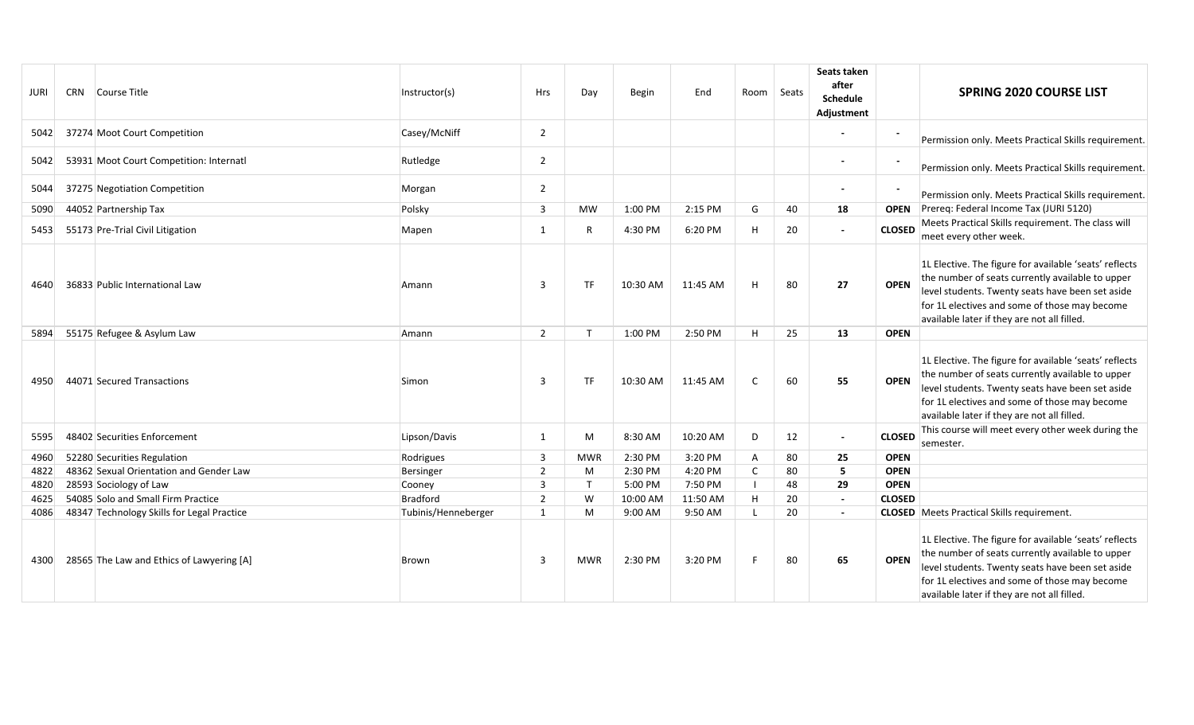| JURI | CRN | Course Title | Instructor(s) | Hrs | Day | Begin | End | Room | Seats | Seats taken after Schedule Adjustment | | SPRING 2020 COURSE LIST |
|---|---|---|---|---|---|---|---|---|---|---|---|---|
| 5042 | 37274 | Moot Court Competition | Casey/McNiff | 2 | | | | | | - | - | Permission only. Meets Practical Skills requirement. |
| 5042 | 53931 | Moot Court Competition: Internatl | Rutledge | 2 | | | | | | - | - | Permission only. Meets Practical Skills requirement. |
| 5044 | 37275 | Negotiation Competition | Morgan | 2 | | | | | | - | - | Permission only. Meets Practical Skills requirement. |
| 5090 | 44052 | Partnership Tax | Polsky | 3 | MW | 1:00 PM | 2:15 PM | G | 40 | 18 | **OPEN** | Prereq: Federal Income Tax (JURI 5120) |
| 5453 | 55173 | Pre-Trial Civil Litigation | Mapen | 1 | R | 4:30 PM | 6:20 PM | H | 20 | - | **CLOSED** | Meets Practical Skills requirement. The class will meet every other week. |
| 4640 | 36833 | Public International Law | Amann | 3 | TF | 10:30 AM | 11:45 AM | H | 80 | 27 | **OPEN** | 1L Elective. The figure for available 'seats' reflects the number of seats currently available to upper level students. Twenty seats have been set aside for 1L electives and some of those may become available later if they are not all filled. |
| 5894 | 55175 | Refugee & Asylum Law | Amann | 2 | T | 1:00 PM | 2:50 PM | H | 25 | 13 | **OPEN** | |
| 4950 | 44071 | Secured Transactions | Simon | 3 | TF | 10:30 AM | 11:45 AM | C | 60 | 55 | **OPEN** | 1L Elective. The figure for available 'seats' reflects the number of seats currently available to upper level students. Twenty seats have been set aside for 1L electives and some of those may become available later if they are not all filled. |
| 5595 | 48402 | Securities Enforcement | Lipson/Davis | 1 | M | 8:30 AM | 10:20 AM | D | 12 | - | **CLOSED** | This course will meet every other week during the semester. |
| 4960 | 52280 | Securities Regulation | Rodrigues | 3 | MWR | 2:30 PM | 3:20 PM | A | 80 | 25 | **OPEN** | |
| 4822 | 48362 | Sexual Orientation and Gender Law | Bersinger | 2 | M | 2:30 PM | 4:20 PM | C | 80 | 5 | **OPEN** | |
| 4820 | 28593 | Sociology of Law | Cooney | 3 | T | 5:00 PM | 7:50 PM | I | 48 | 29 | **OPEN** | |
| 4625 | 54085 | Solo and Small Firm Practice | Bradford | 2 | W | 10:00 AM | 11:50 AM | H | 20 | - | **CLOSED** | |
| 4086 | 48347 | Technology Skills for Legal Practice | Tubinis/Henneberger | 1 | M | 9:00 AM | 9:50 AM | L | 20 | - | **CLOSED** | Meets Practical Skills requirement. |
| 4300 | 28565 | The Law and Ethics of Lawyering [A] | Brown | 3 | MWR | 2:30 PM | 3:20 PM | F | 80 | 65 | **OPEN** | 1L Elective. The figure for available 'seats' reflects the number of seats currently available to upper level students. Twenty seats have been set aside for 1L electives and some of those may become available later if they are not all filled. |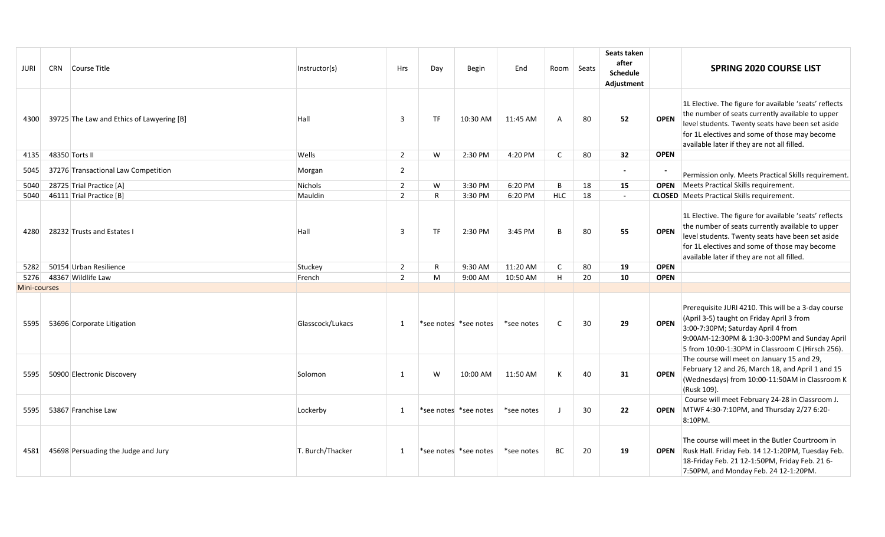| JURI | CRN | Course Title | Instructor(s) | Hrs | Day | Begin | End | Room | Seats | Seats taken after Schedule Adjustment | | SPRING 2020 COURSE LIST |
|---|---|---|---|---|---|---|---|---|---|---|---|---|
| 4300 | 39725 | The Law and Ethics of Lawyering [B] | Hall | 3 | TF | 10:30 AM | 11:45 AM | A | 80 | **52** | **OPEN** | 1L Elective. The figure for available 'seats' reflects the number of seats currently available to upper level students. Twenty seats have been set aside for 1L electives and some of those may become available later if they are not all filled. |
| 4135 | 48350 | Torts II | Wells | 2 | W | 2:30 PM | 4:20 PM | C | 80 | **32** | **OPEN** | |
| 5045 | 37276 | Transactional Law Competition | Morgan | 2 | | | | | | - | - | Permission only. Meets Practical Skills requirement. |
| 5040 | 28725 | Trial Practice [A] | Nichols | 2 | W | 3:30 PM | 6:20 PM | B | 18 | **15** | **OPEN** | Meets Practical Skills requirement. |
| 5040 | 46111 | Trial Practice [B] | Mauldin | 2 | R | 3:30 PM | 6:20 PM | HLC | 18 | - | **CLOSED** | Meets Practical Skills requirement. |
| 4280 | 28232 | Trusts and Estates I | Hall | 3 | TF | 2:30 PM | 3:45 PM | B | 80 | **55** | **OPEN** | 1L Elective. The figure for available 'seats' reflects the number of seats currently available to upper level students. Twenty seats have been set aside for 1L electives and some of those may become available later if they are not all filled. |
| 5282 | 50154 | Urban Resilience | Stuckey | 2 | R | 9:30 AM | 11:20 AM | C | 80 | **19** | **OPEN** | |
| 5276 | 48367 | Wildlife Law | French | 2 | M | 9:00 AM | 10:50 AM | H | 20 | **10** | **OPEN** | |
| Mini-courses | | | | | | | | | | | | |
| 5595 | 53696 | Corporate Litigation | Glasscock/Lukacs | 1 | *see notes | *see notes | *see notes | C | 30 | **29** | **OPEN** | Prerequisite JURI 4210. This will be a 3-day course (April 3-5) taught on Friday April 3 from 3:00-7:30PM; Saturday April 4 from 9:00AM-12:30PM & 1:30-3:00PM and Sunday April 5 from 10:00-1:30PM in Classroom C (Hirsch 256). |
| 5595 | 50900 | Electronic Discovery | Solomon | 1 | W | 10:00 AM | 11:50 AM | K | 40 | **31** | **OPEN** | The course will meet on January 15 and 29, February 12 and 26, March 18, and April 1 and 15 (Wednesdays) from 10:00-11:50AM in Classroom K (Rusk 109). |
| 5595 | 53867 | Franchise Law | Lockerby | 1 | *see notes | *see notes | *see notes | J | 30 | **22** | **OPEN** | Course will meet February 24-28 in Classroom J. MTWF 4:30-7:10PM, and Thursday 2/27 6:20-8:10PM. |
| 4581 | 45698 | Persuading the Judge and Jury | T. Burch/Thacker | 1 | *see notes | *see notes | *see notes | BC | 20 | **19** | **OPEN** | The course will meet in the Butler Courtroom in Rusk Hall. Friday Feb. 14 12-1:20PM, Tuesday Feb. 18-Friday Feb. 21 12-1:50PM, Friday Feb. 21 6-7:50PM, and Monday Feb. 24 12-1:20PM. |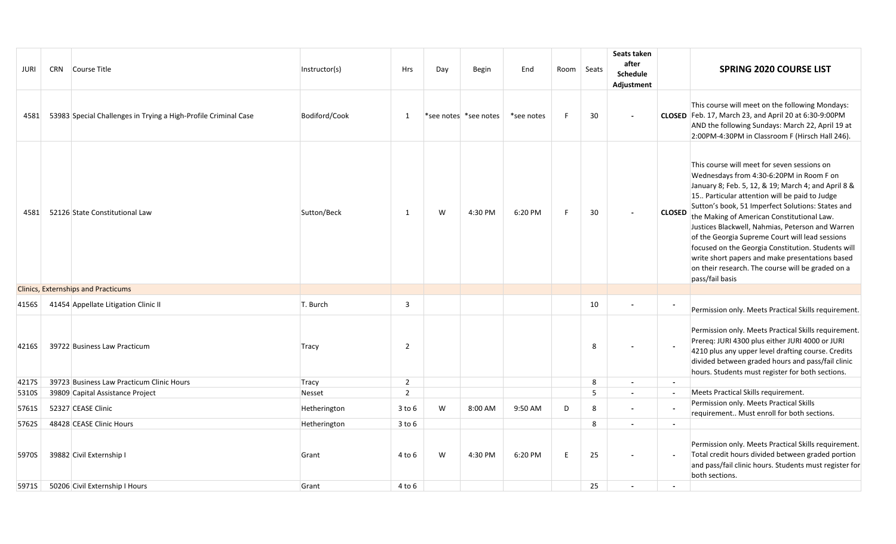| JURI | CRN | Course Title | Instructor(s) | Hrs | Day | Begin | End | Room | Seats | Seats taken after Schedule Adjustment | | SPRING 2020 COURSE LIST |
|---|---|---|---|---|---|---|---|---|---|---|---|---|
| 4581 | 53983 | Special Challenges in Trying a High-Profile Criminal Case | Bodiford/Cook | 1 | *see notes | *see notes | *see notes | F | 30 | - | **CLOSED** | This course will meet on the following Mondays: Feb. 17, March 23, and April 20 at 6:30-9:00PM AND the following Sundays: March 22, April 19 at 2:00PM-4:30PM in Classroom F (Hirsch Hall 246). |
| 4581 | 52126 | State Constitutional Law | Sutton/Beck | 1 | W | 4:30 PM | 6:20 PM | F | 30 | - | **CLOSED** | This course will meet for seven sessions on Wednesdays from 4:30-6:20PM in Room F on January 8; Feb. 5, 12, & 19; March 4; and April 8 & 15.. Particular attention will be paid to Judge Sutton's book, 51 Imperfect Solutions: States and the Making of American Constitutional Law. Justices Blackwell, Nahmias, Peterson and Warren of the Georgia Supreme Court will lead sessions focused on the Georgia Constitution. Students will write short papers and make presentations based on their research. The course will be graded on a pass/fail basis |
| Clinics, Externships and Practicums | | | | | | | | | | | | |
| 4156S | 41454 | Appellate Litigation Clinic II | T. Burch | 3 | | | | | 10 | - | - | Permission only. Meets Practical Skills requirement. |
| 4216S | 39722 | Business Law Practicum | Tracy | 2 | | | | | 8 | - | - | Permission only. Meets Practical Skills requirement. Prereq: JURI 4300 plus either JURI 4000 or JURI 4210 plus any upper level drafting course. Credits divided between graded hours and pass/fail clinic hours. Students must register for both sections. |
| 4217S | 39723 | Business Law Practicum Clinic Hours | Tracy | 2 | | | | | 8 | - | - | |
| 5310S | 39809 | Capital Assistance Project | Nesset | 2 | | | | | 5 | - | - | Meets Practical Skills requirement. |
| 5761S | 52327 | CEASE Clinic | Hetherington | 3 to 6 | W | 8:00 AM | 9:50 AM | D | 8 | - | - | Permission only. Meets Practical Skills requirement.. Must enroll for both sections. |
| 5762S | 48428 | CEASE Clinic Hours | Hetherington | 3 to 6 | | | | | 8 | - | - | |
| 5970S | 39882 | Civil Externship I | Grant | 4 to 6 | W | 4:30 PM | 6:20 PM | E | 25 | - | - | Permission only. Meets Practical Skills requirement. Total credit hours divided between graded portion and pass/fail clinic hours. Students must register for both sections. |
| 5971S | 50206 | Civil Externship I Hours | Grant | 4 to 6 | | | | | 25 | - | - | |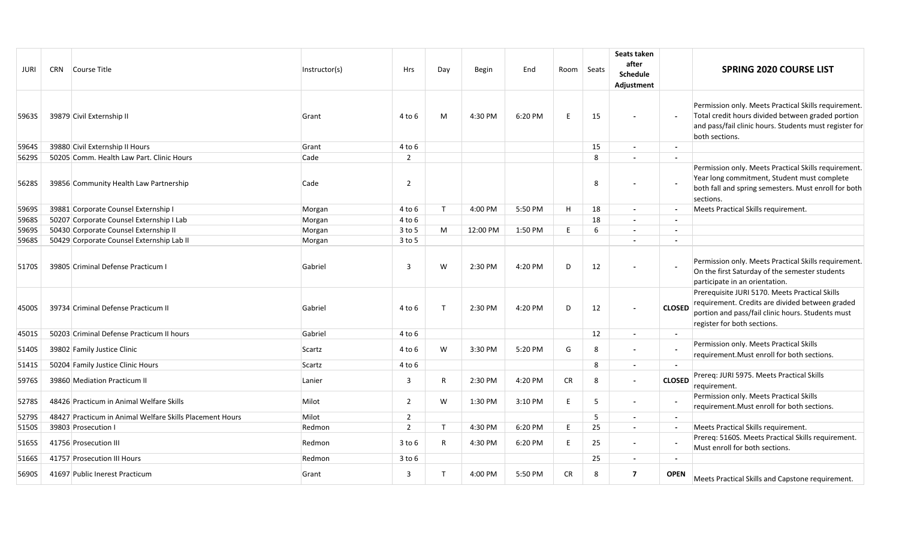| JURI | CRN | Course Title | Instructor(s) | Hrs | Day | Begin | End | Room | Seats | Seats taken after Schedule Adjustment | | SPRING 2020 COURSE LIST |
|---|---|---|---|---|---|---|---|---|---|---|---|---|
| 5963S | 39879 | Civil Externship II | Grant | 4 to 6 | M | 4:30 PM | 6:20 PM | E | 15 | - | - | Permission only. Meets Practical Skills requirement. Total credit hours divided between graded portion and pass/fail clinic hours. Students must register for both sections. |
| 5964S | 39880 | Civil Externship II Hours | Grant | 4 to 6 | | | | | 15 | - | - | |
| 5629S | 50205 | Comm. Health Law Part. Clinic Hours | Cade | 2 | | | | | 8 | - | - | |
| 5628S | 39856 | Community Health Law Partnership | Cade | 2 | | | | | 8 | - | - | Permission only. Meets Practical Skills requirement. Year long commitment, Student must complete both fall and spring semesters. Must enroll for both sections. |
| 5969S | 39881 | Corporate Counsel Externship I | Morgan | 4 to 6 | T | 4:00 PM | 5:50 PM | H | 18 | - | - | Meets Practical Skills requirement. |
| 5968S | 50207 | Corporate Counsel Externship I Lab | Morgan | 4 to 6 | | | | | 18 | - | - | |
| 5969S | 50430 | Corporate Counsel Externship II | Morgan | 3 to 5 | M | 12:00 PM | 1:50 PM | E | 6 | - | - | |
| 5968S | 50429 | Corporate Counsel Externship Lab II | Morgan | 3 to 5 | | | | | | - | - | |
| 5170S | 39805 | Criminal Defense Practicum I | Gabriel | 3 | W | 2:30 PM | 4:20 PM | D | 12 | - | - | Permission only. Meets Practical Skills requirement. On the first Saturday of the semester students participate in an orientation. |
| 4500S | 39734 | Criminal Defense Practicum II | Gabriel | 4 to 6 | T | 2:30 PM | 4:20 PM | D | 12 | - | CLOSED | Prerequisite JURI 5170. Meets Practical Skills requirement. Credits are divided between graded portion and pass/fail clinic hours. Students must register for both sections. |
| 4501S | 50203 | Criminal Defense Practicum II hours | Gabriel | 4 to 6 | | | | | 12 | - | - | |
| 5140S | 39802 | Family Justice Clinic | Scartz | 4 to 6 | W | 3:30 PM | 5:20 PM | G | 8 | - | - | Permission only. Meets Practical Skills requirement.Must enroll for both sections. |
| 5141S | 50204 | Family Justice Clinic Hours | Scartz | 4 to 6 | | | | | 8 | - | - | |
| 5976S | 39860 | Mediation Practicum II | Lanier | 3 | R | 2:30 PM | 4:20 PM | CR | 8 | - | CLOSED | Prereq: JURI 5975. Meets Practical Skills requirement. |
| 5278S | 48426 | Practicum in Animal Welfare Skills | Milot | 2 | W | 1:30 PM | 3:10 PM | E | 5 | - | - | Permission only. Meets Practical Skills requirement.Must enroll for both sections. |
| 5279S | 48427 | Practicum in Animal Welfare Skills Placement Hours | Milot | 2 | | | | | 5 | - | - | |
| 5150S | 39803 | Prosecution I | Redmon | 2 | T | 4:30 PM | 6:20 PM | E | 25 | - | - | Meets Practical Skills requirement. |
| 5165S | 41756 | Prosecution III | Redmon | 3 to 6 | R | 4:30 PM | 6:20 PM | E | 25 | - | - | Prereq: 5160S. Meets Practical Skills requirement. Must enroll for both sections. |
| 5166S | 41757 | Prosecution III Hours | Redmon | 3 to 6 | | | | | 25 | - | - | |
| 5690S | 41697 | Public Inerest Practicum | Grant | 3 | T | 4:00 PM | 5:50 PM | CR | 8 | 7 | OPEN | Meets Practical Skills and Capstone requirement. |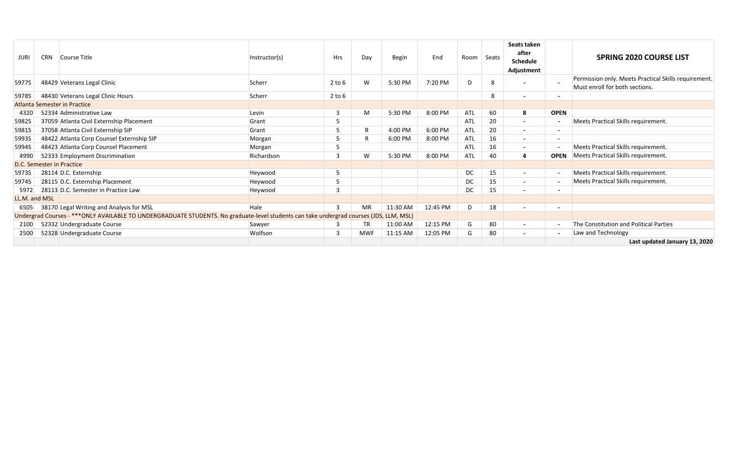| JURI | CRN | Course Title | Instructor(s) | Hrs | Day | Begin | End | Room | Seats | Seats taken after Schedule Adjustment | | **SPRING 2020 COURSE LIST** |
|---|---|---|---|---|---|---|---|---|---|---|---|---|
| 5977S | 48429 | Veterans Legal Clinic | Scherr | 2 to 6 | W | 5:30 PM | 7:20 PM | D | 8 | - | - | Permission only. Meets Practical Skills requirement. Must enroll for both sections. |
| 5978S | 48430 | Veterans Legal Clinic Hours | Scherr | 2 to 6 | | | | | 8 | - | - | |
| Atlanta Semester in Practice | | | | | | | | | | | | |
| 4320 | 52334 | Administrative Law | Levin | 3 | M | 5:30 PM | 8:00 PM | ATL | 60 | **8** | **OPEN** | |
| 5982S | 37059 | Atlanta Civil Externship Placement | Grant | 5 | | | | ATL | 20 | - | - | Meets Practical Skills requirement. |
| 5981S | 37058 | Atlanta Civil Externship SIP | Grant | 5 | R | 4:00 PM | 6:00 PM | ATL | 20 | - | - | |
| 5993S | 48422 | Atlanta Corp Counsel Externship SIP | Morgan | 5 | R | 6:00 PM | 8:00 PM | ATL | 16 | - | - | |
| 5994S | 48423 | Atlanta Corp Counsel Placement | Morgan | 5 | | | | ATL | 16 | - | - | Meets Practical Skills requirement. |
| 4990 | 52333 | Employment Discrimination | Richardson | 3 | W | 5:30 PM | 8:00 PM | ATL | 40 | **4** | **OPEN** | Meets Practical Skills requirement. |
| D.C. Semester in Practice | | | | | | | | | | | | |
| 5973S | 28114 | D.C. Externship | Heywood | 5 | | | | DC | 15 | - | - | Meets Practical Skills requirement. |
| 5974S | 28115 | D.C. Externship Placement | Heywood | 5 | | | | DC | 15 | - | - | Meets Practical Skills requirement. |
| 5972 | 28113 | D.C. Semester in Practice Law | Heywood | 3 | | | | DC | 15 | - | - | |
| LL.M. and MSL | | | | | | | | | | | | |
| 6505 | 38170 | Legal Writing and Analysis for MSL | Hale | 3 | MR | 11:30 AM | 12:45 PM | D | 18 | - | - | |
| Undergrad Courses - ***ONLY AVAILABLE TO UNDERGRADUATE STUDENTS. No graduate-level students can take undergrad courses (JDS, LLM, MSL) | | | | | | | | | | | | |
| 2100 | 52332 | Undergraduate Course | Sawyer | 3 | TR | 11:00 AM | 12:15 PM | G | 80 | - | - | The Constitution and Political Parties |
| 2500 | 52328 | Undergraduate Course | Wolfson | 3 | MWF | 11:15 AM | 12:05 PM | G | 80 | - | - | Law and Technology |
| | | | | | | | | | | | | **Last updated January 13, 2020** |